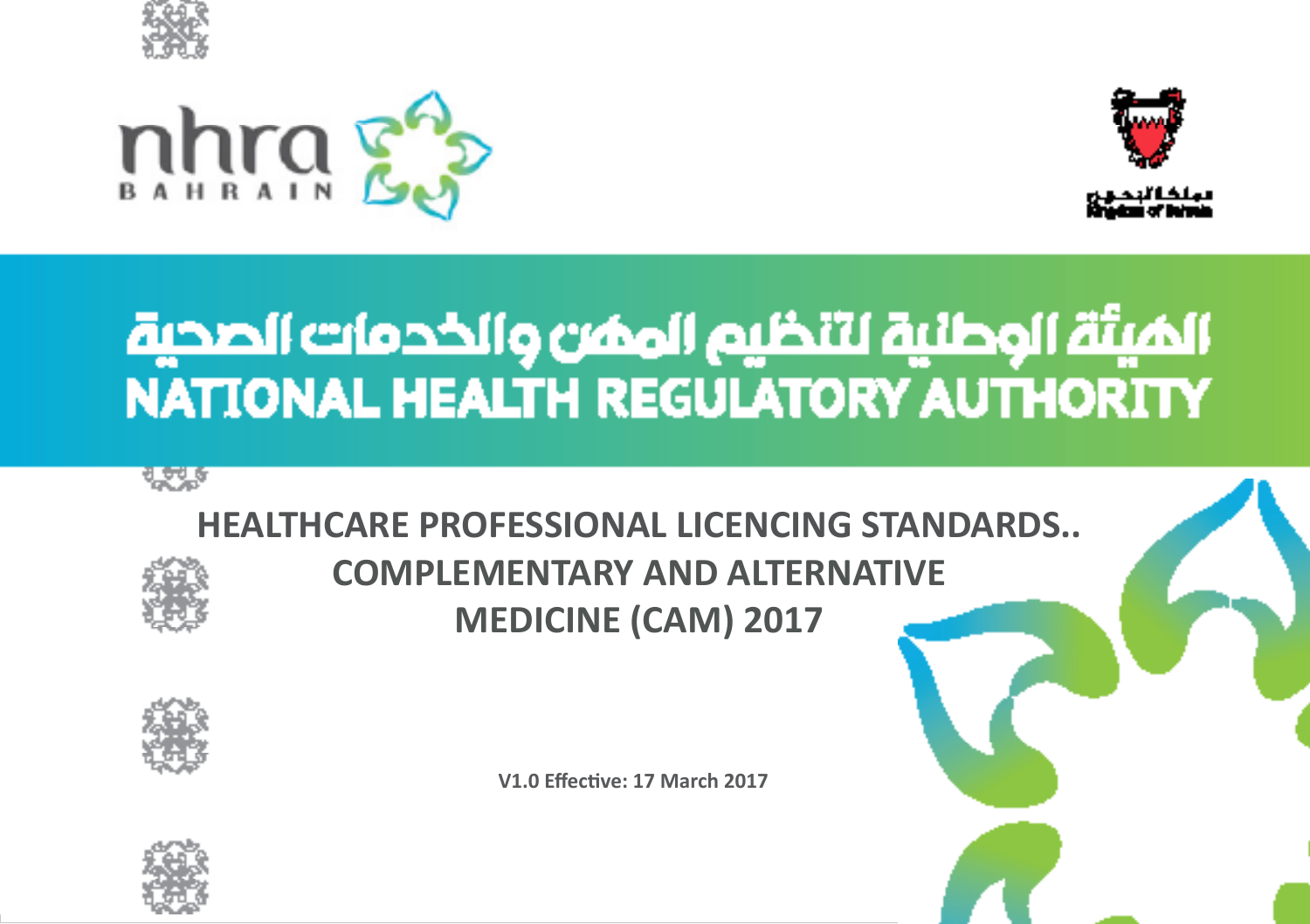nhra BAHRAIN

مملكة البحرين
Kingdom of Bahrain

# الهيئة الوطنية لتنظيم المهن والخدمات الصحية
# NATIONAL HEALTH REGULATORY AUTHORITY

## HEALTHCARE PROFESSIONAL LICENCING STANDARDS.. COMPLEMENTARY AND ALTERNATIVE MEDICINE (CAM) 2017

**V1.0 Effective: 17 March 2017**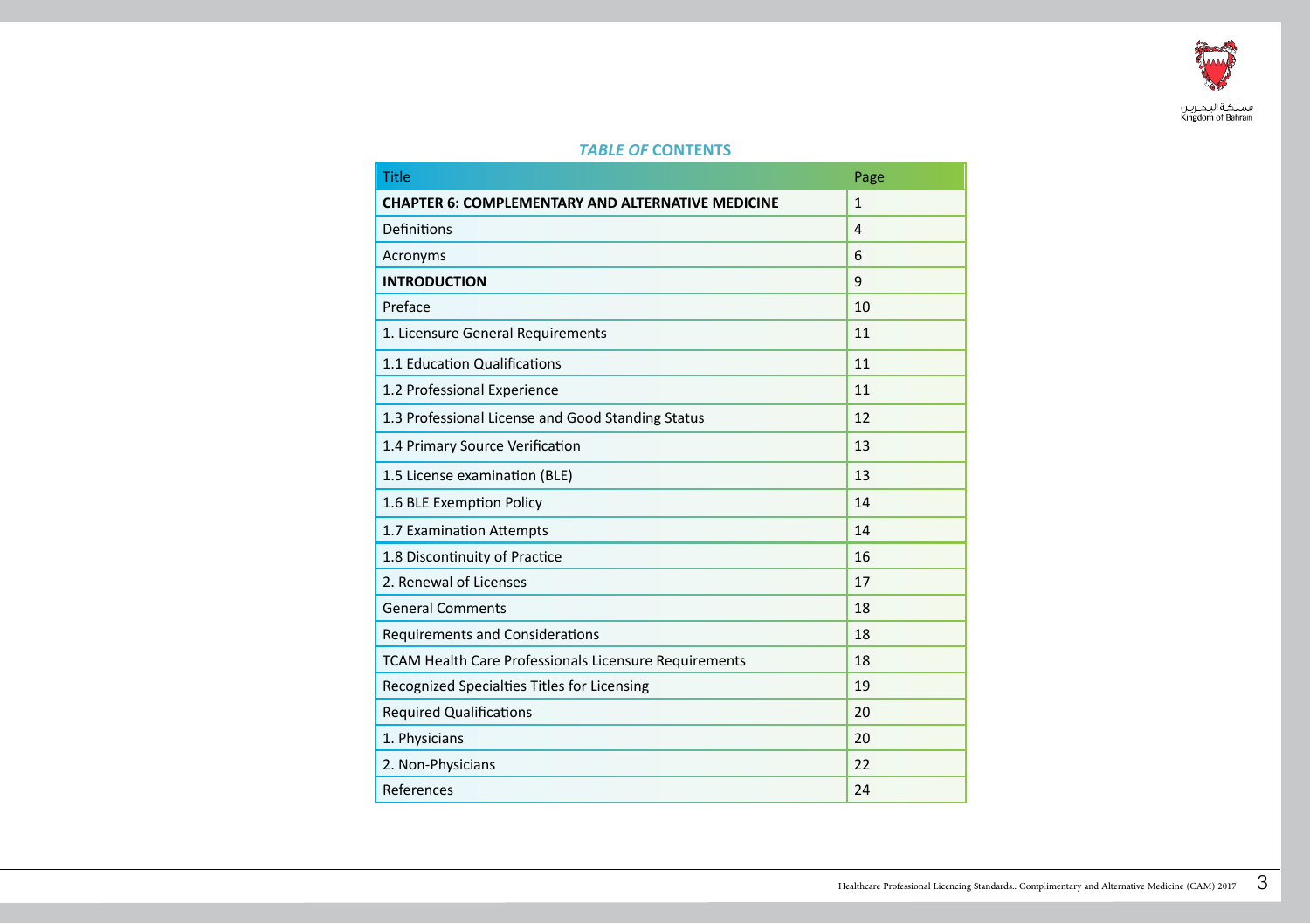## *TABLE OF* CONTENTS

| Title | Page |
| --- | --- |
| **CHAPTER 6: COMPLEMENTARY AND ALTERNATIVE MEDICINE** | 1 |
| Definitions | 4 |
| Acronyms | 6 |
| **INTRODUCTION** | 9 |
| Preface | 10 |
| 1. Licensure General Requirements | 11 |
| 1.1 Education Qualifications | 11 |
| 1.2 Professional Experience | 11 |
| 1.3 Professional License and Good Standing Status | 12 |
| 1.4 Primary Source Verification | 13 |
| 1.5 License examination (BLE) | 13 |
| 1.6 BLE Exemption Policy | 14 |
| 1.7 Examination Attempts | 14 |
| 1.8 Discontinuity of Practice | 16 |
| 2. Renewal of Licenses | 17 |
| General Comments | 18 |
| Requirements and Considerations | 18 |
| TCAM Health Care Professionals Licensure Requirements | 18 |
| Recognized Specialties Titles for Licensing | 19 |
| Required Qualifications | 20 |
| 1. Physicians | 20 |
| 2. Non-Physicians | 22 |
| References | 24 |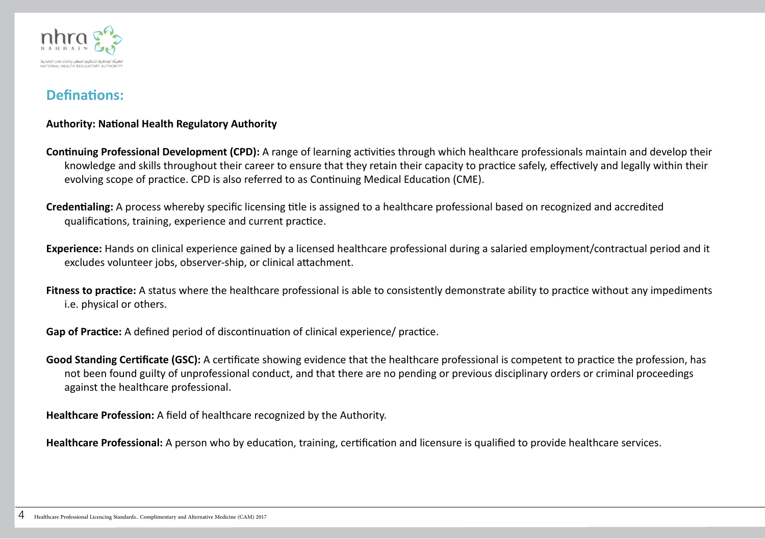## Definations:

**Authority: National Health Regulatory Authority**

**Continuing Professional Development (CPD):** A range of learning activities through which healthcare professionals maintain and develop their knowledge and skills throughout their career to ensure that they retain their capacity to practice safely, effectively and legally within their evolving scope of practice. CPD is also referred to as Continuing Medical Education (CME).

**Credentialing:** A process whereby specific licensing title is assigned to a healthcare professional based on recognized and accredited qualifications, training, experience and current practice.

**Experience:** Hands on clinical experience gained by a licensed healthcare professional during a salaried employment/contractual period and it excludes volunteer jobs, observer-ship, or clinical attachment.

**Fitness to practice:** A status where the healthcare professional is able to consistently demonstrate ability to practice without any impediments i.e. physical or others.

**Gap of Practice:** A defined period of discontinuation of clinical experience/ practice.

**Good Standing Certificate (GSC):** A certificate showing evidence that the healthcare professional is competent to practice the profession, has not been found guilty of unprofessional conduct, and that there are no pending or previous disciplinary orders or criminal proceedings against the healthcare professional.

**Healthcare Profession:** A field of healthcare recognized by the Authority.

**Healthcare Professional:** A person who by education, training, certification and licensure is qualified to provide healthcare services.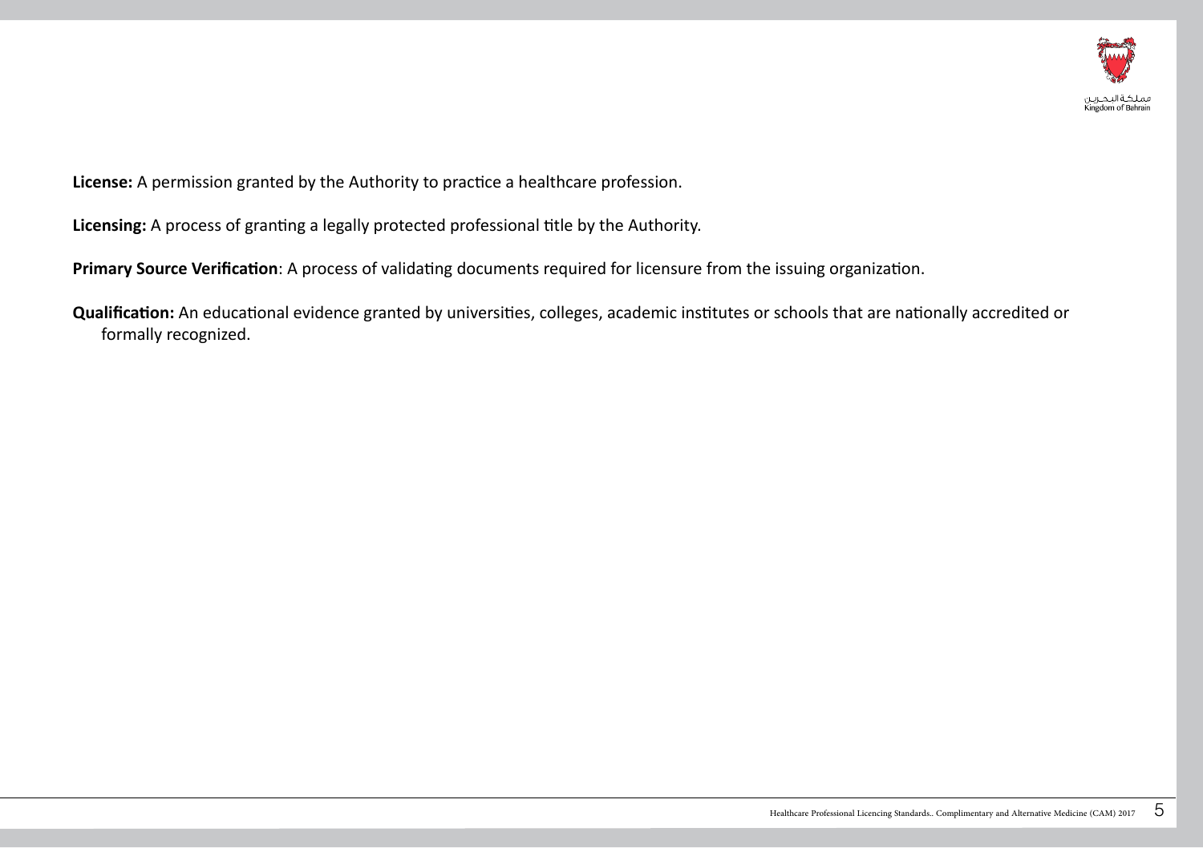**License:** A permission granted by the Authority to practice a healthcare profession.

**Licensing:** A process of granting a legally protected professional title by the Authority.

**Primary Source Verification**: A process of validating documents required for licensure from the issuing organization.

**Qualification:** An educational evidence granted by universities, colleges, academic institutes or schools that are nationally accredited or formally recognized.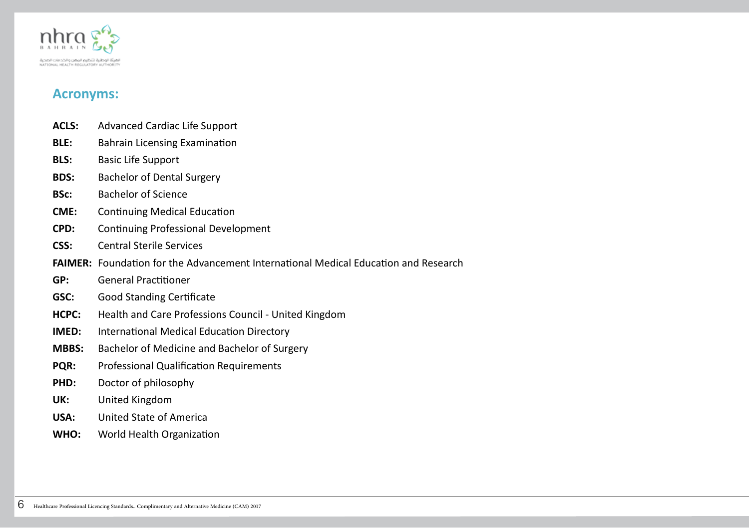## Acronyms:

**ACLS:** Advanced Cardiac Life Support

**BLE:** Bahrain Licensing Examination

**BLS:** Basic Life Support

**BDS:** Bachelor of Dental Surgery

**BSc:** Bachelor of Science

**CME:** Continuing Medical Education

**CPD:** Continuing Professional Development

**CSS:** Central Sterile Services

**FAIMER:** Foundation for the Advancement International Medical Education and Research

**GP:** General Practitioner

**GSC:** Good Standing Certificate

**HCPC:** Health and Care Professions Council - United Kingdom

**IMED:** International Medical Education Directory

**MBBS:** Bachelor of Medicine and Bachelor of Surgery

**PQR:** Professional Qualification Requirements

**PHD:** Doctor of philosophy

**UK:** United Kingdom

**USA:** United State of America

**WHO:** World Health Organization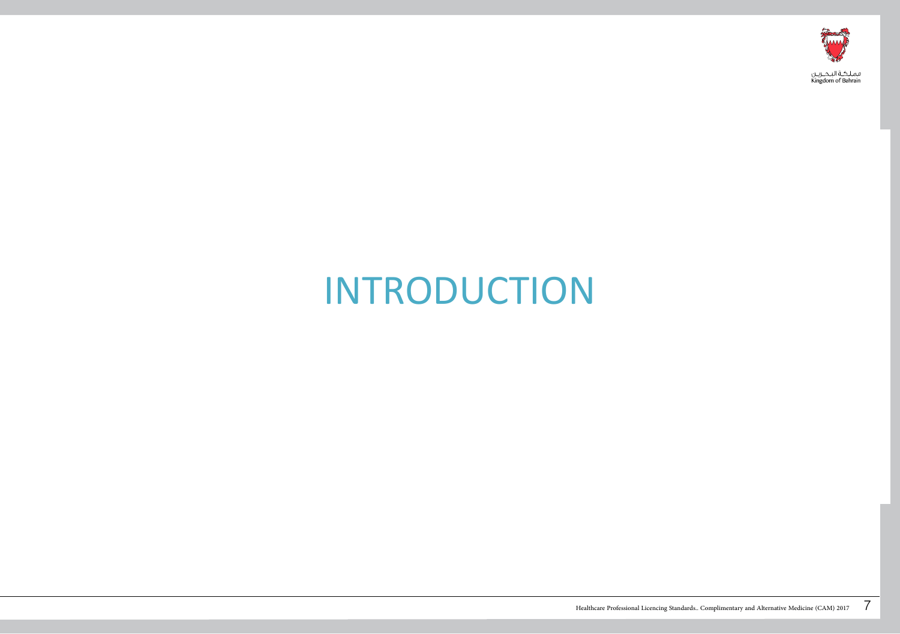# INTRODUCTION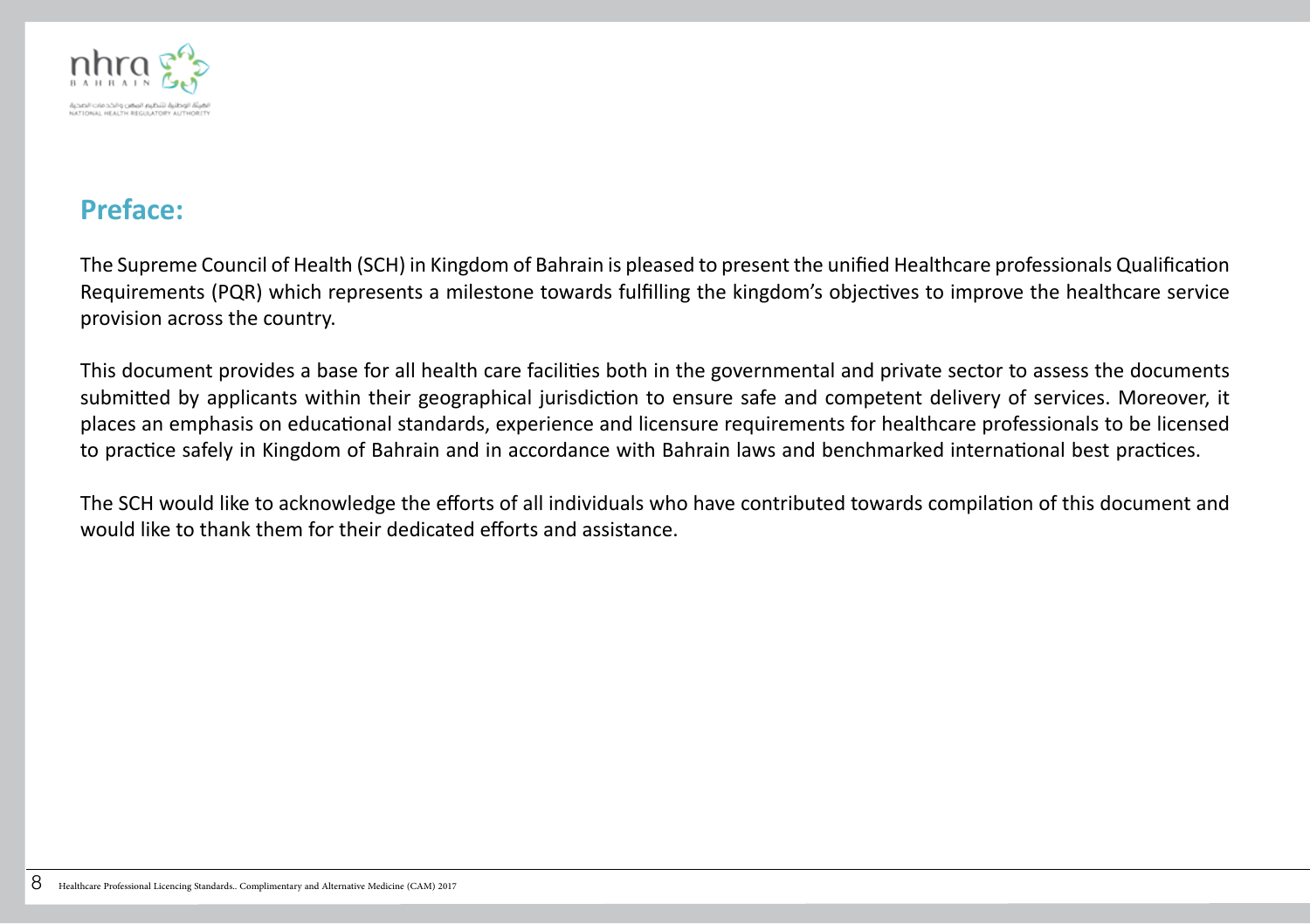## Preface:

The Supreme Council of Health (SCH) in Kingdom of Bahrain is pleased to present the unified Healthcare professionals Qualification Requirements (PQR) which represents a milestone towards fulfilling the kingdom's objectives to improve the healthcare service provision across the country.

This document provides a base for all health care facilities both in the governmental and private sector to assess the documents submitted by applicants within their geographical jurisdiction to ensure safe and competent delivery of services. Moreover, it places an emphasis on educational standards, experience and licensure requirements for healthcare professionals to be licensed to practice safely in Kingdom of Bahrain and in accordance with Bahrain laws and benchmarked international best practices.

The SCH would like to acknowledge the efforts of all individuals who have contributed towards compilation of this document and would like to thank them for their dedicated efforts and assistance.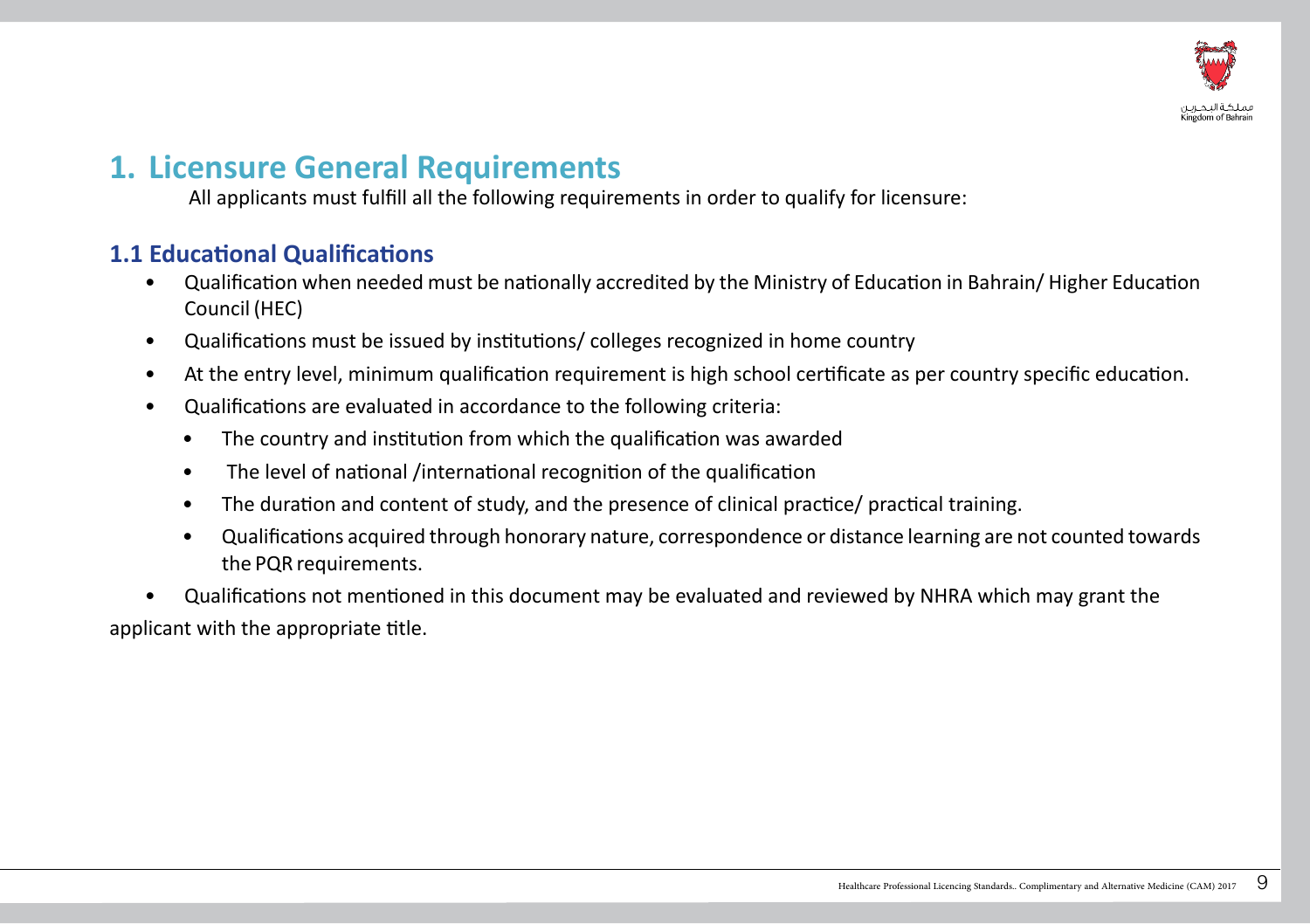# 1. Licensure General Requirements

All applicants must fulfill all the following requirements in order to qualify for licensure:

## 1.1 Educational Qualifications

- Qualification when needed must be nationally accredited by the Ministry of Education in Bahrain/ Higher Education Council (HEC)
- Qualifications must be issued by institutions/ colleges recognized in home country
- At the entry level, minimum qualification requirement is high school certificate as per country specific education.
- Qualifications are evaluated in accordance to the following criteria:
  - The country and institution from which the qualification was awarded
  - The level of national /international recognition of the qualification
  - The duration and content of study, and the presence of clinical practice/ practical training.
  - Qualifications acquired through honorary nature, correspondence or distance learning are not counted towards the PQR requirements.
- Qualifications not mentioned in this document may be evaluated and reviewed by NHRA which may grant the applicant with the appropriate title.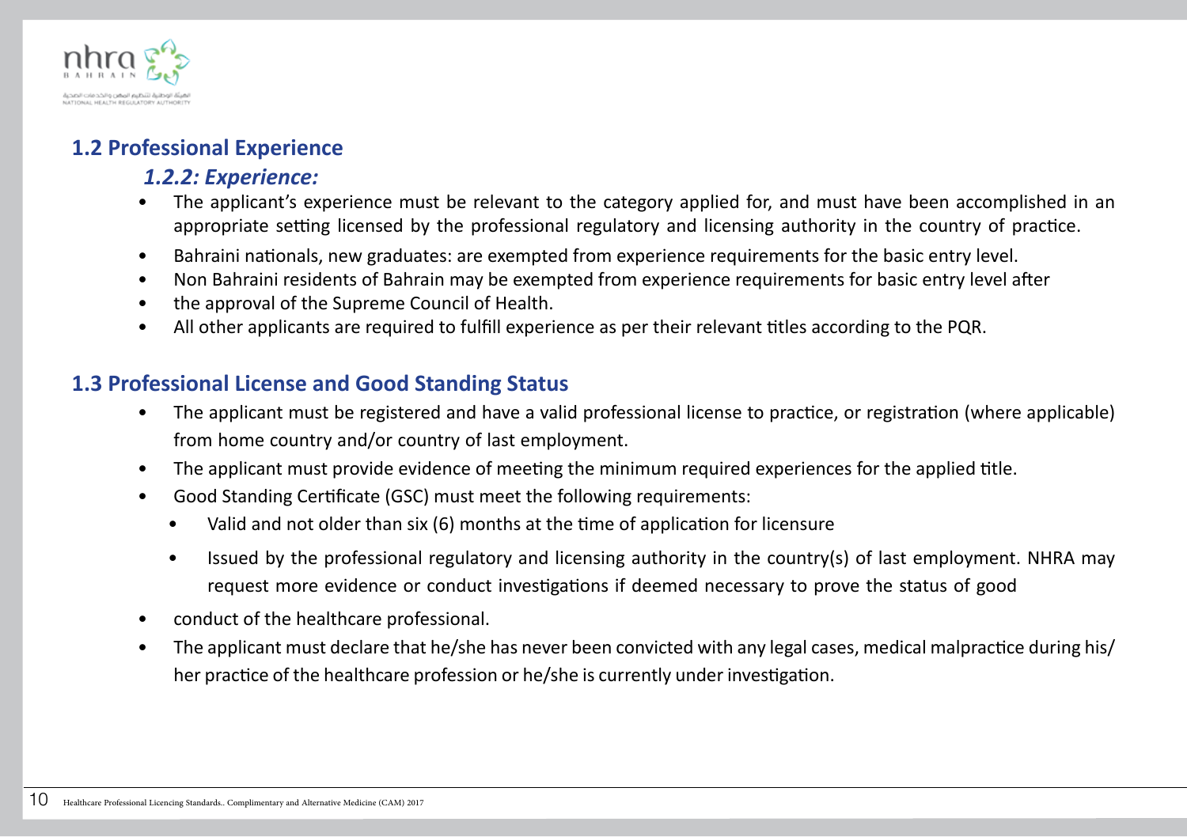## 1.2 Professional Experience

### *1.2.2: Experience:*

- The applicant's experience must be relevant to the category applied for, and must have been accomplished in an appropriate setting licensed by the professional regulatory and licensing authority in the country of practice.
- Bahraini nationals, new graduates: are exempted from experience requirements for the basic entry level.
- Non Bahraini residents of Bahrain may be exempted from experience requirements for basic entry level after
- the approval of the Supreme Council of Health.
- All other applicants are required to fulfill experience as per their relevant titles according to the PQR.

## 1.3 Professional License and Good Standing Status

- The applicant must be registered and have a valid professional license to practice, or registration (where applicable) from home country and/or country of last employment.
- The applicant must provide evidence of meeting the minimum required experiences for the applied title.
- Good Standing Certificate (GSC) must meet the following requirements:
    - Valid and not older than six (6) months at the time of application for licensure
    - Issued by the professional regulatory and licensing authority in the country(s) of last employment. NHRA may request more evidence or conduct investigations if deemed necessary to prove the status of good
- conduct of the healthcare professional.
- The applicant must declare that he/she has never been convicted with any legal cases, medical malpractice during his/her practice of the healthcare profession or he/she is currently under investigation.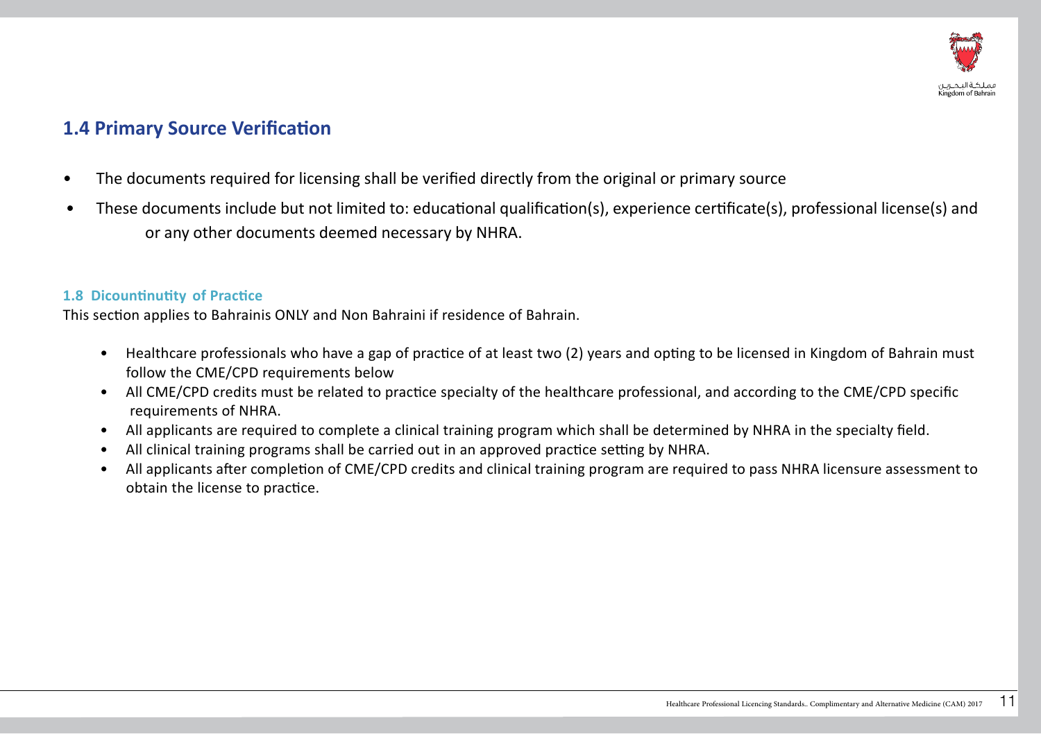## 1.4 Primary Source Verification

- The documents required for licensing shall be verified directly from the original or primary source
- These documents include but not limited to: educational qualification(s), experience certificate(s), professional license(s) and or any other documents deemed necessary by NHRA.

### 1.8 Dicountinutity of Practice

This section applies to Bahrainis ONLY and Non Bahraini if residence of Bahrain.

- Healthcare professionals who have a gap of practice of at least two (2) years and opting to be licensed in Kingdom of Bahrain must follow the CME/CPD requirements below
- All CME/CPD credits must be related to practice specialty of the healthcare professional, and according to the CME/CPD specific requirements of NHRA.
- All applicants are required to complete a clinical training program which shall be determined by NHRA in the specialty field.
- All clinical training programs shall be carried out in an approved practice setting by NHRA.
- All applicants after completion of CME/CPD credits and clinical training program are required to pass NHRA licensure assessment to obtain the license to practice.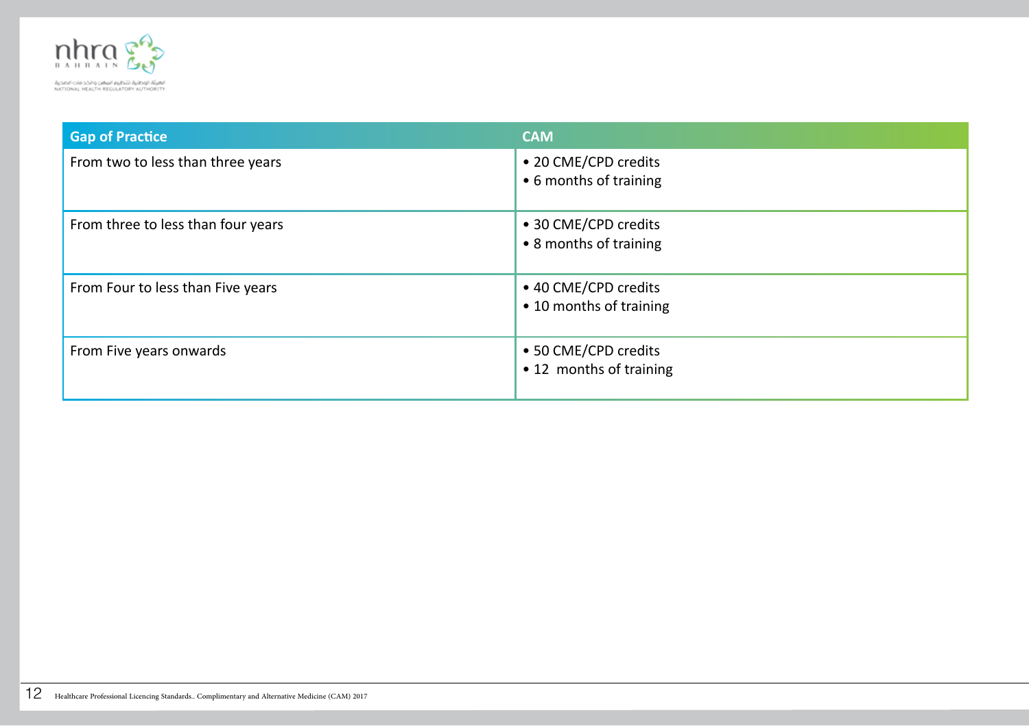| Gap of Practice | CAM |
|---|---|
| From two to less than three years | • 20 CME/CPD credits<br>• 6 months of training |
| From three to less than four years | • 30 CME/CPD credits<br>• 8 months of training |
| From Four to less than Five years | • 40 CME/CPD credits<br>• 10 months of training |
| From Five years onwards | • 50 CME/CPD credits<br>• 12 months of training |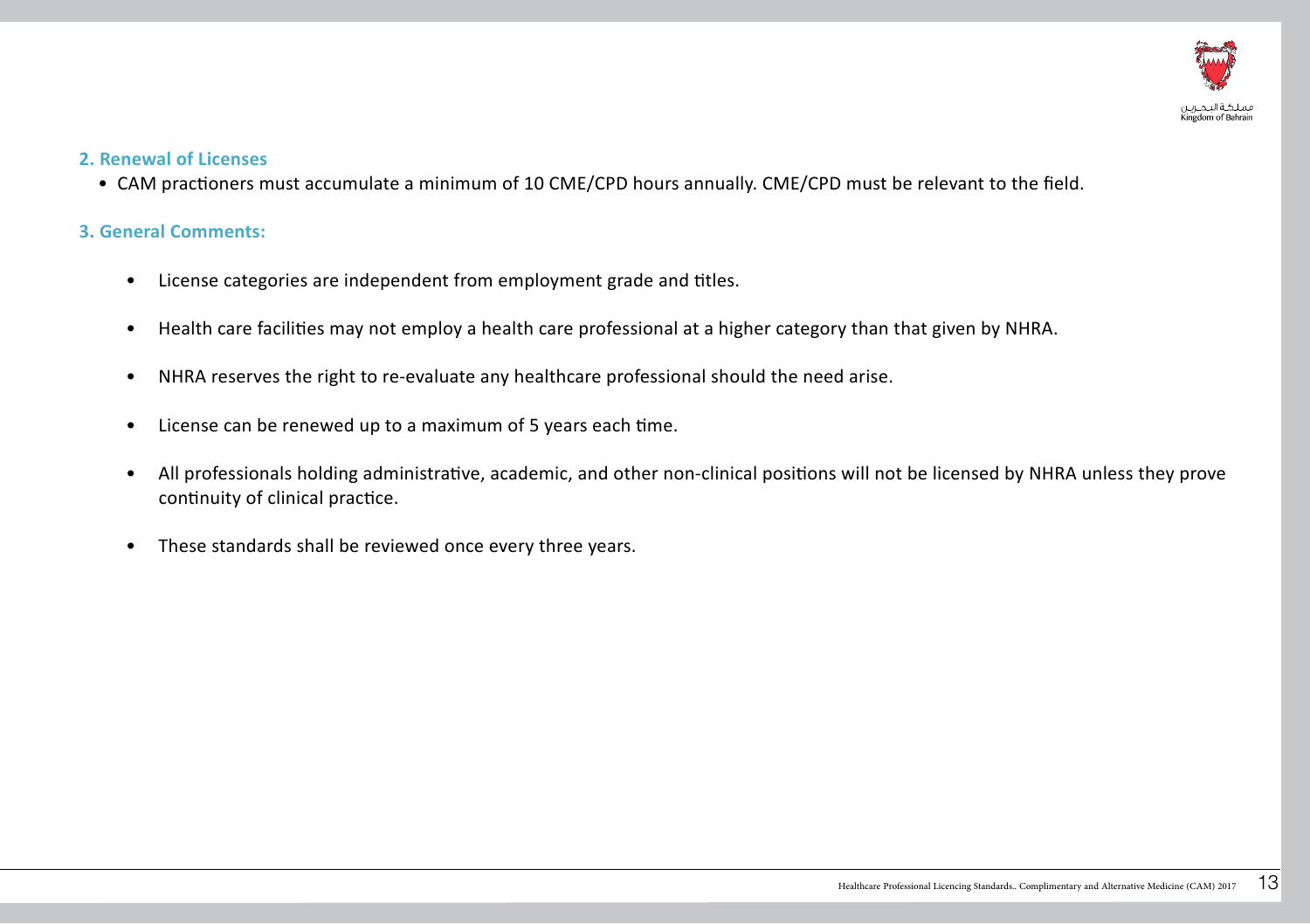## 2. Renewal of Licenses

- CAM practioners must accumulate a minimum of 10 CME/CPD hours annually. CME/CPD must be relevant to the field.

## 3. General Comments:

- License categories are independent from employment grade and titles.
- Health care facilities may not employ a health care professional at a higher category than that given by NHRA.
- NHRA reserves the right to re-evaluate any healthcare professional should the need arise.
- License can be renewed up to a maximum of 5 years each time.
- All professionals holding administrative, academic, and other non-clinical positions will not be licensed by NHRA unless they prove continuity of clinical practice.
- These standards shall be reviewed once every three years.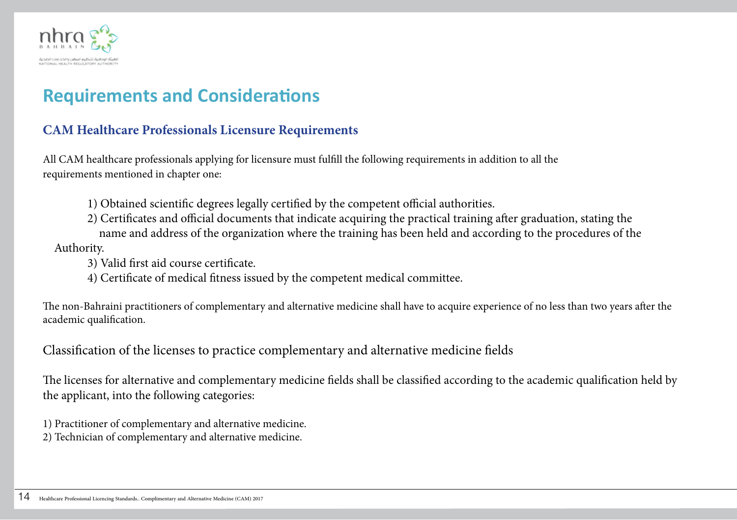# Requirements and Considerations

## CAM Healthcare Professionals Licensure Requirements

All CAM healthcare professionals applying for licensure must fulfill the following requirements in addition to all the requirements mentioned in chapter one:

1) Obtained scientific degrees legally certified by the competent official authorities.
2) Certificates and official documents that indicate acquiring the practical training after graduation, stating the name and address of the organization where the training has been held and according to the procedures of the Authority.
3) Valid first aid course certificate.
4) Certificate of medical fitness issued by the competent medical committee.

The non-Bahraini practitioners of complementary and alternative medicine shall have to acquire experience of no less than two years after the academic qualification.

Classification of the licenses to practice complementary and alternative medicine fields

The licenses for alternative and complementary medicine fields shall be classified according to the academic qualification held by the applicant, into the following categories:

1) Practitioner of complementary and alternative medicine.
2) Technician of complementary and alternative medicine.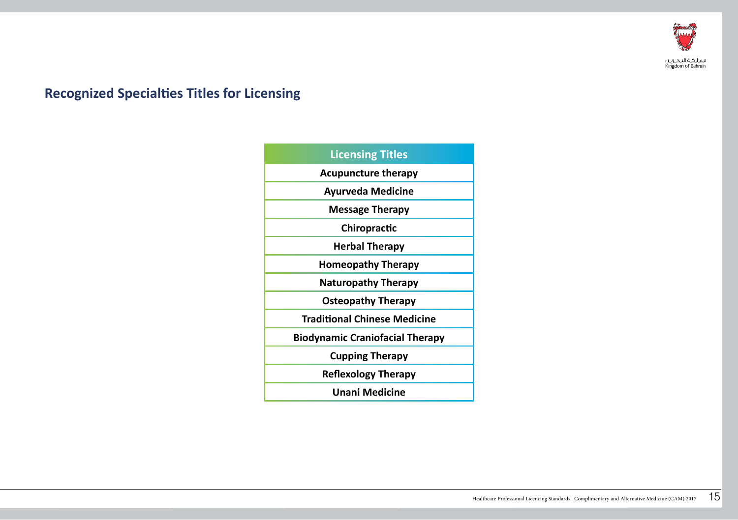## Recognized Specialties Titles for Licensing

| Licensing Titles |
| --- |
| Acupuncture therapy |
| Ayurveda Medicine |
| Message Therapy |
| Chiropractic |
| Herbal Therapy |
| Homeopathy Therapy |
| Naturopathy Therapy |
| Osteopathy Therapy |
| Traditional Chinese Medicine |
| Biodynamic Craniofacial Therapy |
| Cupping Therapy |
| Reflexology Therapy |
| Unani Medicine |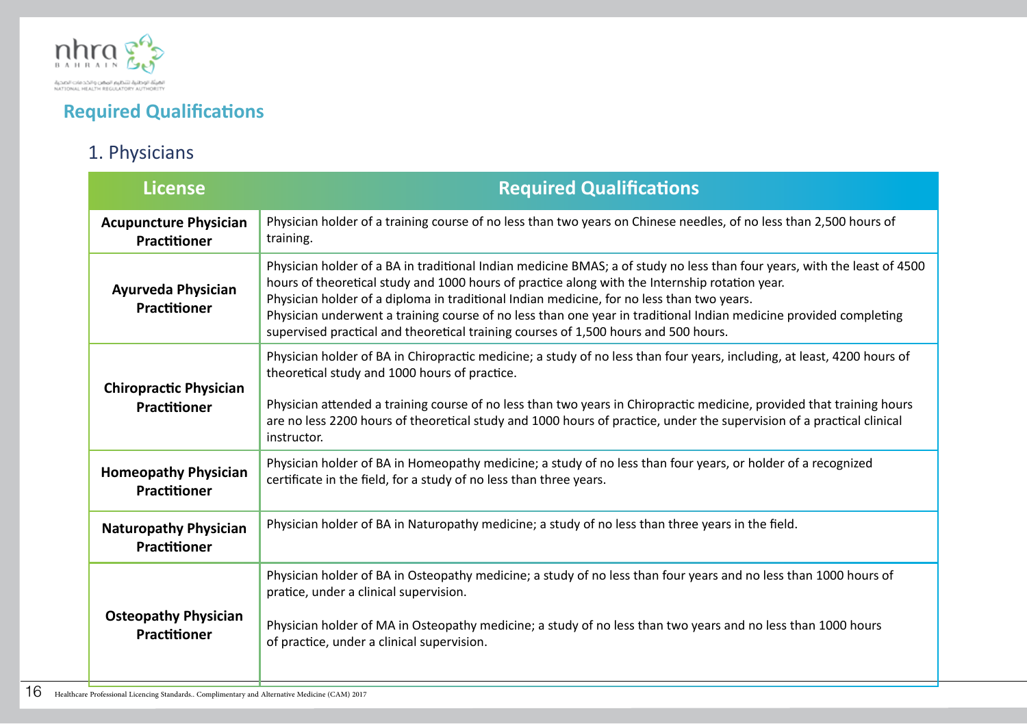## Required Qualifications

### 1. Physicians

| License | Required Qualifications |
| --- | --- |
| **Acupuncture Physician Practitioner** | Physician holder of a training course of no less than two years on Chinese needles, of no less than 2,500 hours of training. |
| **Ayurveda Physician Practitioner** | Physician holder of a BA in traditional Indian medicine BMAS; a of study no less than four years, with the least of 4500 hours of theoretical study and 1000 hours of practice along with the Internship rotation year.<br>Physician holder of a diploma in traditional Indian medicine, for no less than two years.<br>Physician underwent a training course of no less than one year in traditional Indian medicine provided completing supervised practical and theoretical training courses of 1,500 hours and 500 hours. |
| **Chiropractic Physician Practitioner** | Physician holder of BA in Chiropractic medicine; a study of no less than four years, including, at least, 4200 hours of theoretical study and 1000 hours of practice.<br><br>Physician attended a training course of no less than two years in Chiropractic medicine, provided that training hours are no less 2200 hours of theoretical study and 1000 hours of practice, under the supervision of a practical clinical instructor. |
| **Homeopathy Physician Practitioner** | Physician holder of BA in Homeopathy medicine; a study of no less than four years, or holder of a recognized certificate in the field, for a study of no less than three years. |
| **Naturopathy Physician Practitioner** | Physician holder of BA in Naturopathy medicine; a study of no less than three years in the field. |
| **Osteopathy Physician Practitioner** | Physician holder of BA in Osteopathy medicine; a study of no less than four years and no less than 1000 hours of pratice, under a clinical supervision.<br><br>Physician holder of MA in Osteopathy medicine; a study of no less than two years and no less than 1000 hours of practice, under a clinical supervision. |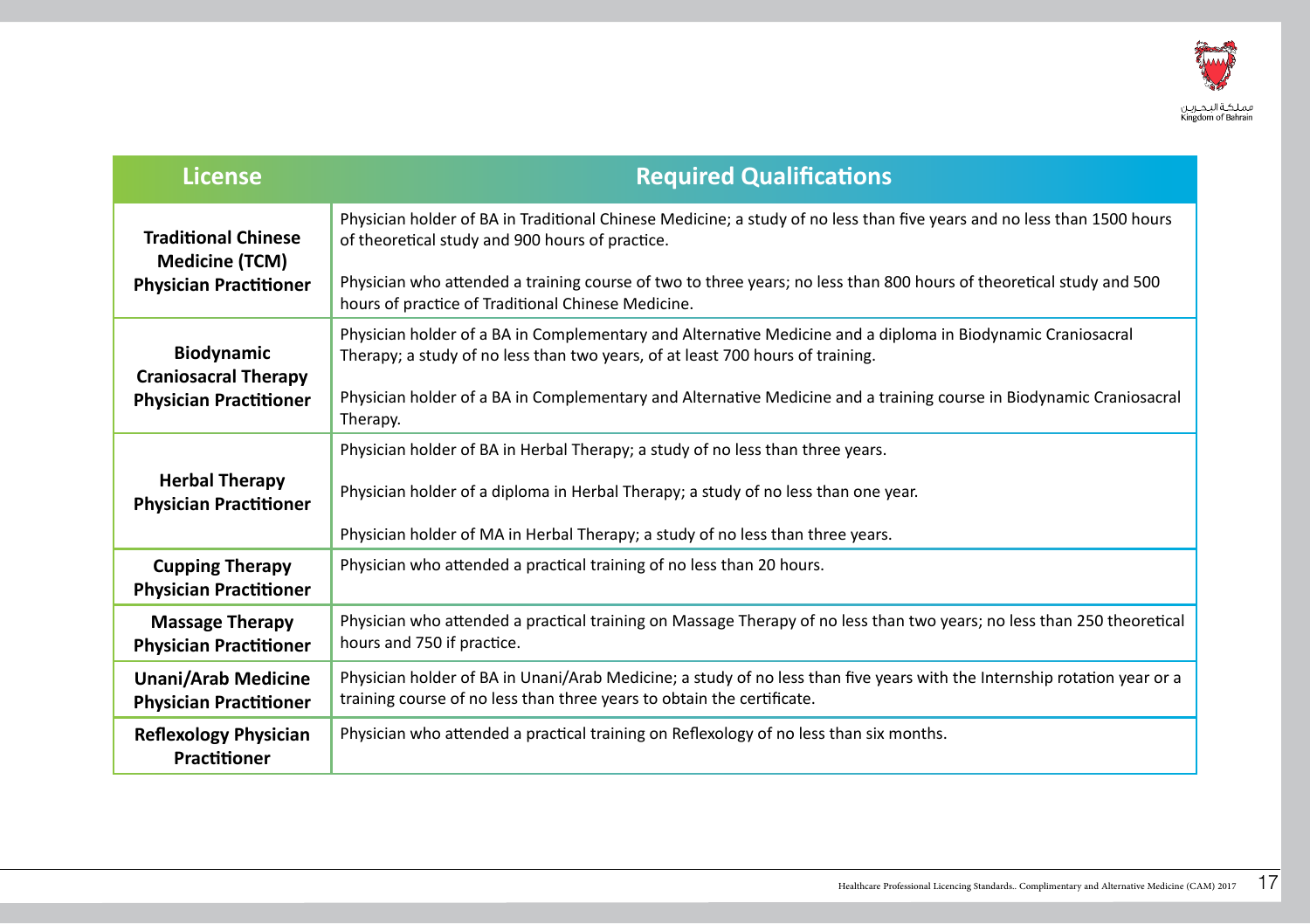| License | Required Qualifications |
| --- | --- |
| **Traditional Chinese Medicine (TCM) Physician Practitioner** | Physician holder of BA in Traditional Chinese Medicine; a study of no less than five years and no less than 1500 hours of theoretical study and 900 hours of practice.<br><br>Physician who attended a training course of two to three years; no less than 800 hours of theoretical study and 500 hours of practice of Traditional Chinese Medicine. |
| **Biodynamic Craniosacral Therapy Physician Practitioner** | Physician holder of a BA in Complementary and Alternative Medicine and a diploma in Biodynamic Craniosacral Therapy; a study of no less than two years, of at least 700 hours of training.<br><br>Physician holder of a BA in Complementary and Alternative Medicine and a training course in Biodynamic Craniosacral Therapy. |
| **Herbal Therapy Physician Practitioner** | Physician holder of BA in Herbal Therapy; a study of no less than three years.<br><br>Physician holder of a diploma in Herbal Therapy; a study of no less than one year.<br><br>Physician holder of MA in Herbal Therapy; a study of no less than three years. |
| **Cupping Therapy Physician Practitioner** | Physician who attended a practical training of no less than 20 hours. |
| **Massage Therapy Physician Practitioner** | Physician who attended a practical training on Massage Therapy of no less than two years; no less than 250 theoretical hours and 750 if practice. |
| **Unani/Arab Medicine Physician Practitioner** | Physician holder of BA in Unani/Arab Medicine; a study of no less than five years with the Internship rotation year or a training course of no less than three years to obtain the certificate. |
| **Reflexology Physician Practitioner** | Physician who attended a practical training on Reflexology of no less than six months. |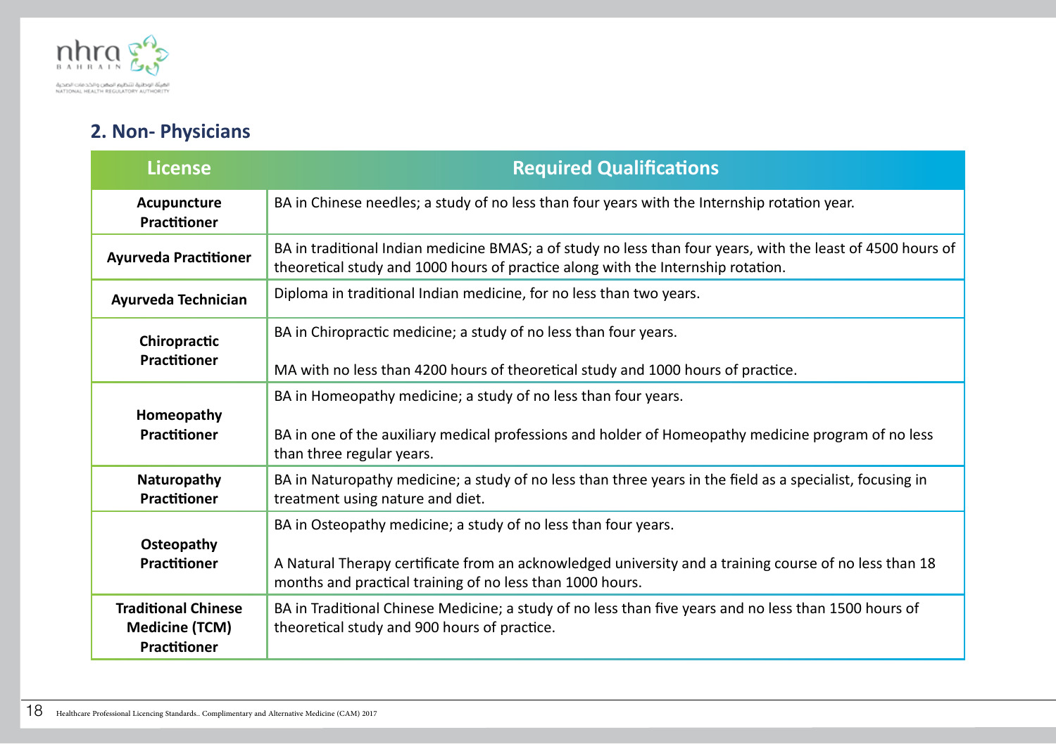## 2. Non- Physicians

| License | Required Qualifications |
|---|---|
| **Acupuncture Practitioner** | BA in Chinese needles; a study of no less than four years with the Internship rotation year. |
| **Ayurveda Practitioner** | BA in traditional Indian medicine BMAS; a of study no less than four years, with the least of 4500 hours of theoretical study and 1000 hours of practice along with the Internship rotation. |
| **Ayurveda Technician** | Diploma in traditional Indian medicine, for no less than two years. |
| **Chiropractic Practitioner** | BA in Chiropractic medicine; a study of no less than four years.<br><br>MA with no less than 4200 hours of theoretical study and 1000 hours of practice. |
| **Homeopathy Practitioner** | BA in Homeopathy medicine; a study of no less than four years.<br><br>BA in one of the auxiliary medical professions and holder of Homeopathy medicine program of no less than three regular years. |
| **Naturopathy Practitioner** | BA in Naturopathy medicine; a study of no less than three years in the field as a specialist, focusing in treatment using nature and diet. |
| **Osteopathy Practitioner** | BA in Osteopathy medicine; a study of no less than four years.<br><br>A Natural Therapy certificate from an acknowledged university and a training course of no less than 18 months and practical training of no less than 1000 hours. |
| **Traditional Chinese Medicine (TCM) Practitioner** | BA in Traditional Chinese Medicine; a study of no less than five years and no less than 1500 hours of theoretical study and 900 hours of practice. |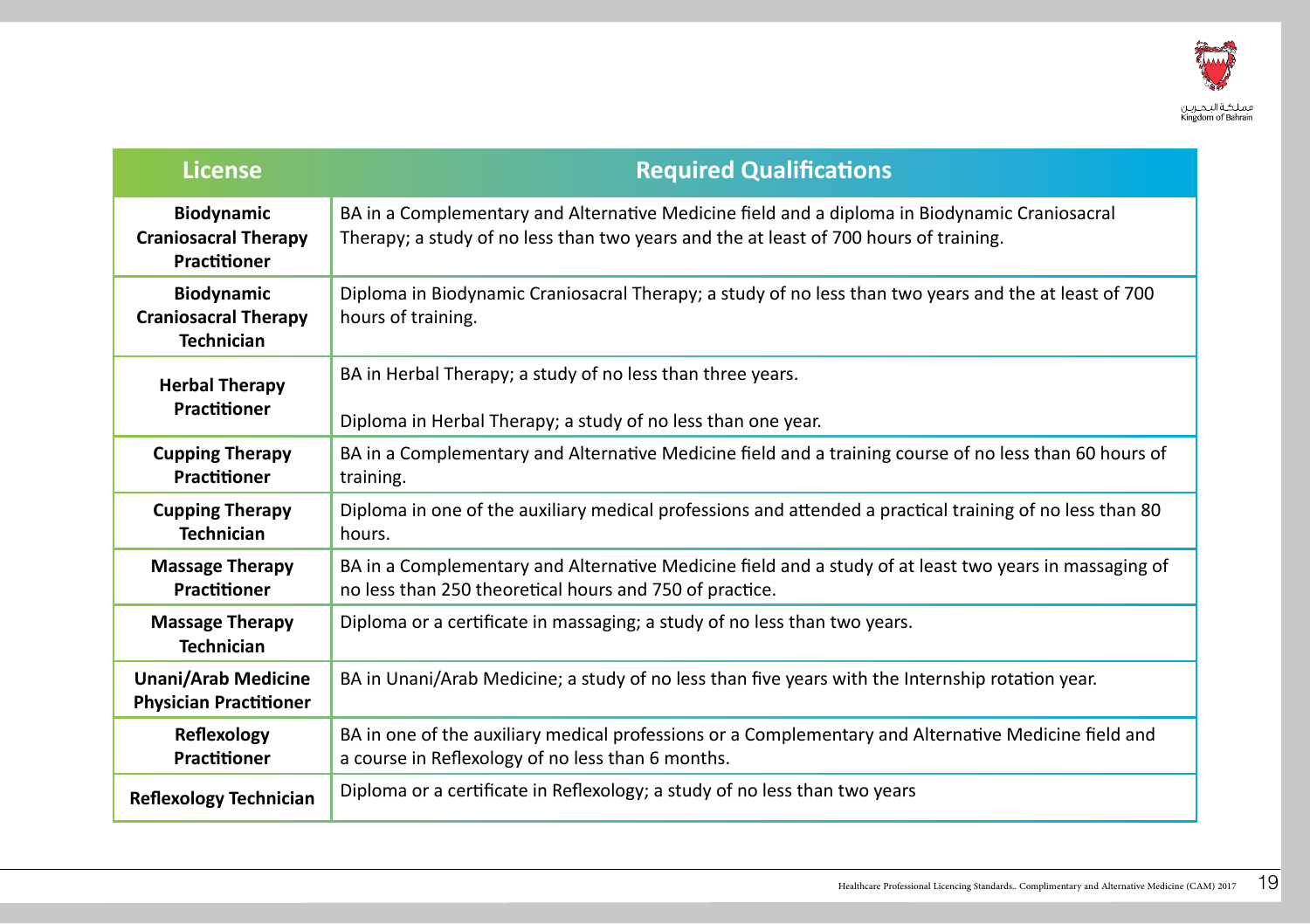| License | Required Qualifications |
|---|---|
| **Biodynamic Craniosacral Therapy Practitioner** | BA in a Complementary and Alternative Medicine field and a diploma in Biodynamic Craniosacral Therapy; a study of no less than two years and the at least of 700 hours of training. |
| **Biodynamic Craniosacral Therapy Technician** | Diploma in Biodynamic Craniosacral Therapy; a study of no less than two years and the at least of 700 hours of training. |
| **Herbal Therapy Practitioner** | BA in Herbal Therapy; a study of no less than three years.<br><br>Diploma in Herbal Therapy; a study of no less than one year. |
| **Cupping Therapy Practitioner** | BA in a Complementary and Alternative Medicine field and a training course of no less than 60 hours of training. |
| **Cupping Therapy Technician** | Diploma in one of the auxiliary medical professions and attended a practical training of no less than 80 hours. |
| **Massage Therapy Practitioner** | BA in a Complementary and Alternative Medicine field and a study of at least two years in massaging of no less than 250 theoretical hours and 750 of practice. |
| **Massage Therapy Technician** | Diploma or a certificate in massaging; a study of no less than two years. |
| **Unani/Arab Medicine Physician Practitioner** | BA in Unani/Arab Medicine; a study of no less than five years with the Internship rotation year. |
| **Reflexology Practitioner** | BA in one of the auxiliary medical professions or a Complementary and Alternative Medicine field and a course in Reflexology of no less than 6 months. |
| **Reflexology Technician** | Diploma or a certificate in Reflexology; a study of no less than two years |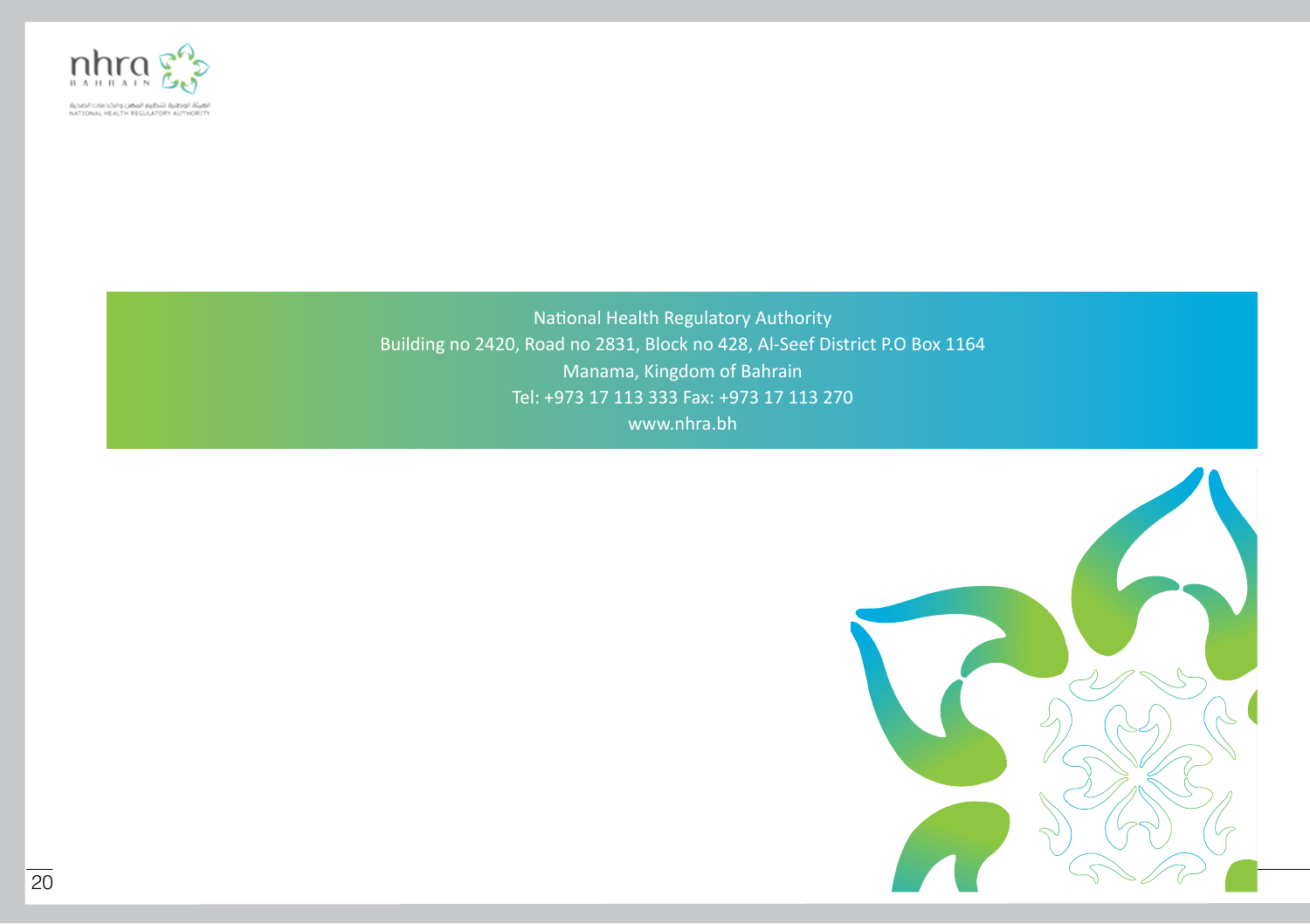nhra
BAHRAIN

الهيئة الوطنية لتنظيم المهن والخدمات الصحية
NATIONAL HEALTH REGULATORY AUTHORITY

National Health Regulatory Authority
Building no 2420, Road no 2831, Block no 428, Al-Seef District P.O Box 1164
Manama, Kingdom of Bahrain
Tel: +973 17 113 333 Fax: +973 17 113 270
www.nhra.bh